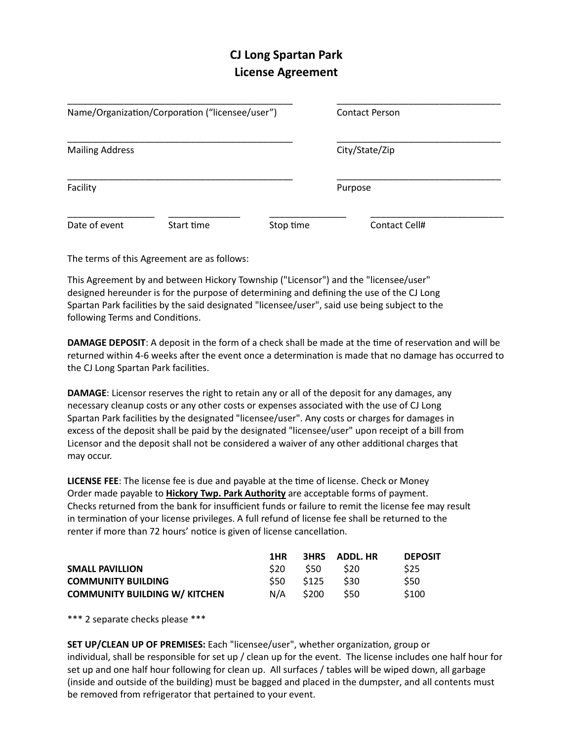# CJ Long Spartan Park
# License Agreement

_______________________________________________ Name/Organization/Corporation ("licensee/user")

__________________________________ Contact Person

_______________________________________________ Mailing Address

__________________________________ City/State/Zip

_______________________________________________ Facility

__________________________________ Purpose

_________________ Date of event

______________ Start time

________________ Stop time

____________________________ Contact Cell#

The terms of this Agreement are as follows:

This Agreement by and between Hickory Township ("Licensor") and the "licensee/user" designed hereunder is for the purpose of determining and defining the use of the CJ Long Spartan Park facilities by the said designated "licensee/user", said use being subject to the following Terms and Conditions.

**DAMAGE DEPOSIT**: A deposit in the form of a check shall be made at the time of reservation and will be returned within 4-6 weeks after the event once a determination is made that no damage has occurred to the CJ Long Spartan Park facilities.

**DAMAGE**: Licensor reserves the right to retain any or all of the deposit for any damages, any necessary cleanup costs or any other costs or expenses associated with the use of CJ Long Spartan Park facilities by the designated "licensee/user". Any costs or charges for damages in excess of the deposit shall be paid by the designated "licensee/user" upon receipt of a bill from Licensor and the deposit shall not be considered a waiver of any other additional charges that may occur.

**LICENSE FEE**: The license fee is due and payable at the time of license. Check or Money Order made payable to **Hickory Twp. Park Authority** are acceptable forms of payment. Checks returned from the bank for insufficient funds or failure to remit the license fee may result in termination of your license privileges. A full refund of license fee shall be returned to the renter if more than 72 hours' notice is given of license cancellation.

| | 1HR | 3HRS | ADDL. HR | DEPOSIT |
|---|---|---|---|---|
| **SMALL PAVILLION** | $20 | $50 | $20 | $25 |
| **COMMUNITY BUILDING** | $50 | $125 | $30 | $50 |
| **COMMUNITY BUILDING W/ KITCHEN** | N/A | $200 | $50 | $100 |

*** 2 separate checks please ***

**SET UP/CLEAN UP OF PREMISES:** Each "licensee/user", whether organization, group or individual, shall be responsible for set up / clean up for the event. The license includes one half hour for set up and one half hour following for clean up. All surfaces / tables will be wiped down, all garbage (inside and outside of the building) must be bagged and placed in the dumpster, and all contents must be removed from refrigerator that pertained to your event.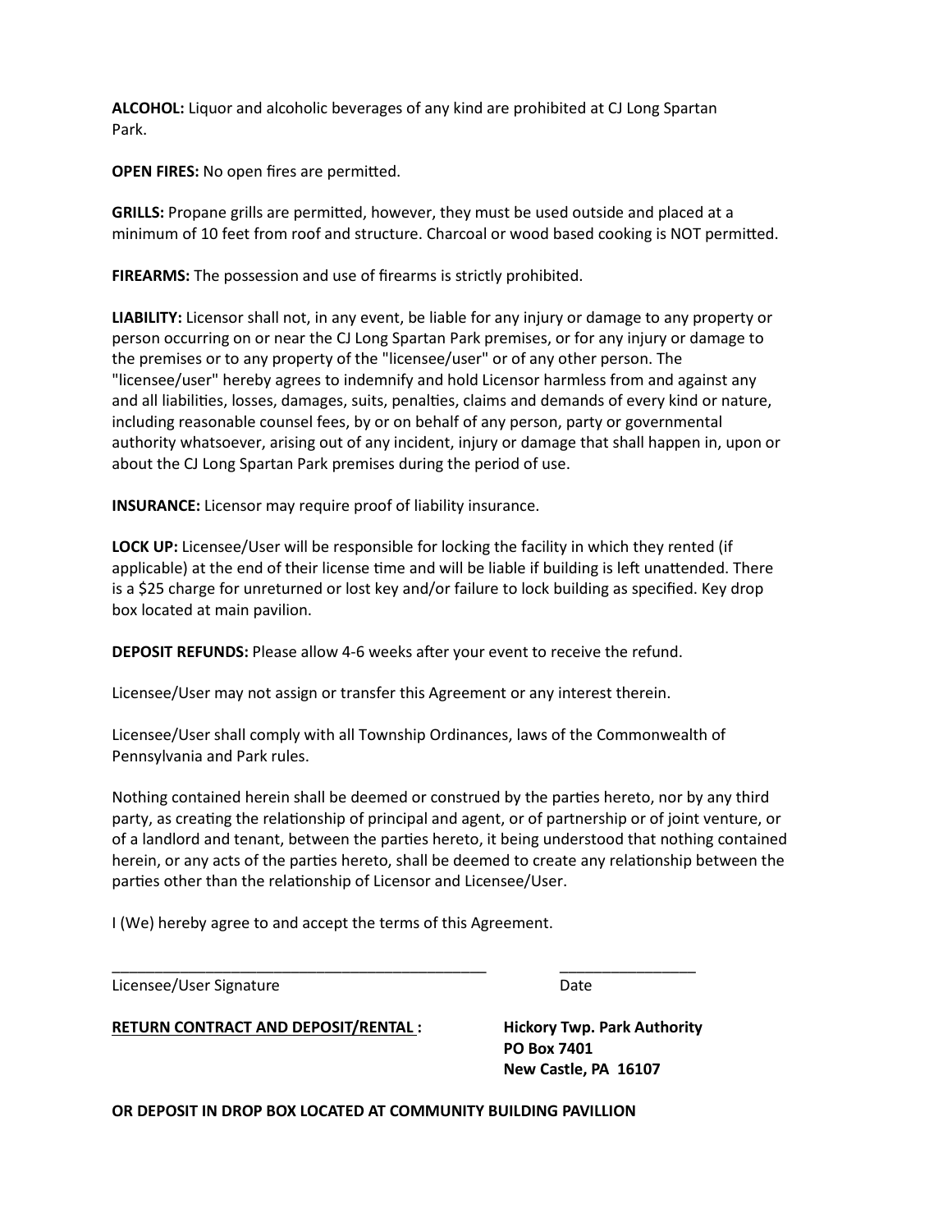**ALCOHOL:** Liquor and alcoholic beverages of any kind are prohibited at CJ Long Spartan Park.

**OPEN FIRES:** No open fires are permitted.

**GRILLS:** Propane grills are permitted, however, they must be used outside and placed at a minimum of 10 feet from roof and structure. Charcoal or wood based cooking is NOT permitted.

**FIREARMS:** The possession and use of firearms is strictly prohibited.

**LIABILITY:** Licensor shall not, in any event, be liable for any injury or damage to any property or person occurring on or near the CJ Long Spartan Park premises, or for any injury or damage to the premises or to any property of the "licensee/user" or of any other person. The "licensee/user" hereby agrees to indemnify and hold Licensor harmless from and against any and all liabilities, losses, damages, suits, penalties, claims and demands of every kind or nature, including reasonable counsel fees, by or on behalf of any person, party or governmental authority whatsoever, arising out of any incident, injury or damage that shall happen in, upon or about the CJ Long Spartan Park premises during the period of use.

**INSURANCE:** Licensor may require proof of liability insurance.

**LOCK UP:** Licensee/User will be responsible for locking the facility in which they rented (if applicable) at the end of their license time and will be liable if building is left unattended. There is a $25 charge for unreturned or lost key and/or failure to lock building as specified. Key drop box located at main pavilion.

**DEPOSIT REFUNDS:** Please allow 4-6 weeks after your event to receive the refund.

Licensee/User may not assign or transfer this Agreement or any interest therein.

Licensee/User shall comply with all Township Ordinances, laws of the Commonwealth of Pennsylvania and Park rules.

Nothing contained herein shall be deemed or construed by the parties hereto, nor by any third party, as creating the relationship of principal and agent, or of partnership or of joint venture, or of a landlord and tenant, between the parties hereto, it being understood that nothing contained herein, or any acts of the parties hereto, shall be deemed to create any relationship between the parties other than the relationship of Licensor and Licensee/User.

I (We) hereby agree to and accept the terms of this Agreement.

_____________________________________________ ________________

Licensee/User Signature Date

**RETURN CONTRACT AND DEPOSIT/RENTAL :**

**Hickory Twp. Park Authority**
**PO Box 7401**
**New Castle, PA 16107**

**OR DEPOSIT IN DROP BOX LOCATED AT COMMUNITY BUILDING PAVILLION**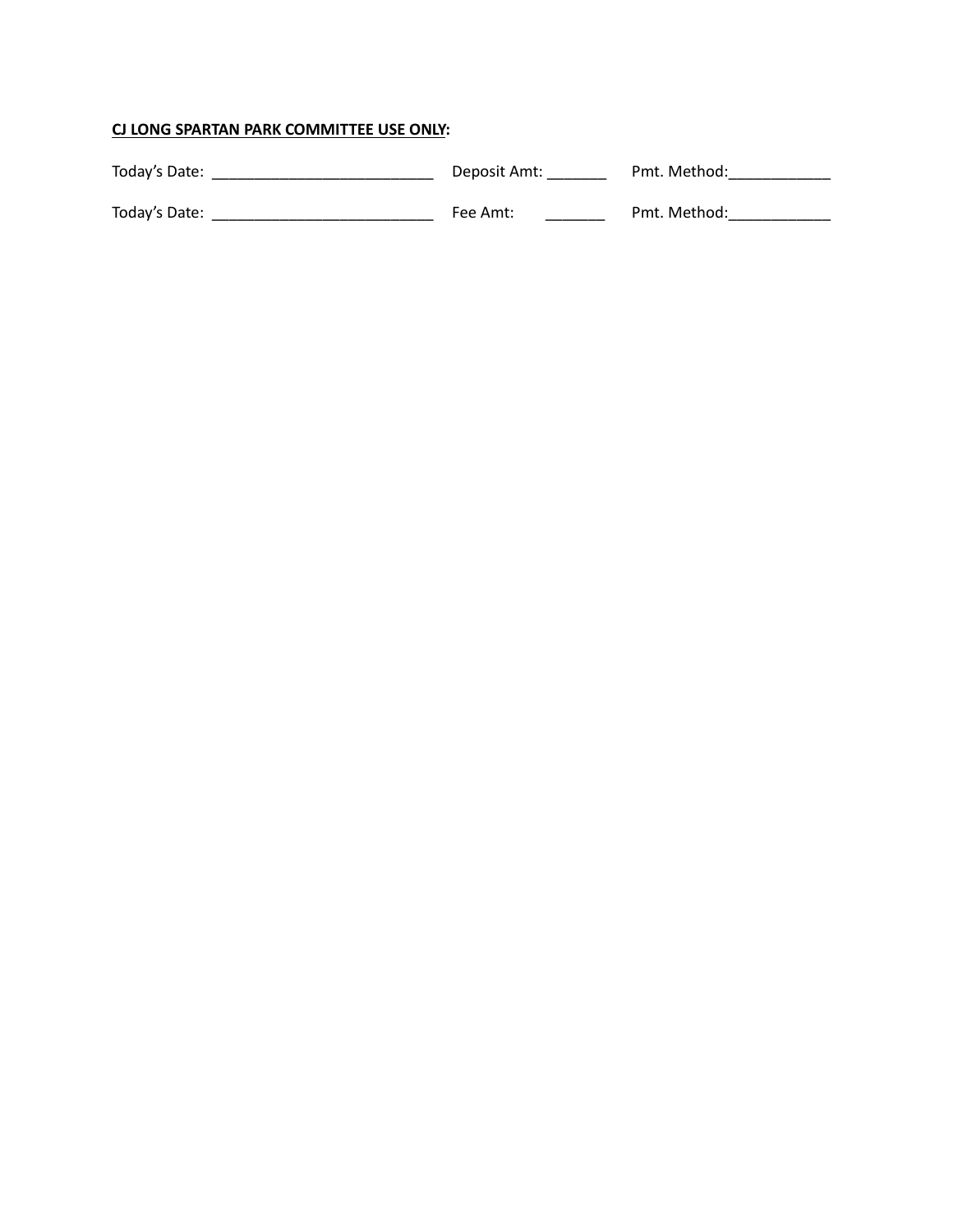**<u>CJ LONG SPARTAN PARK COMMITTEE USE ONLY</u>:**

Today's Date: __________________________ Deposit Amt: _______ Pmt. Method:____________

Today's Date: __________________________ Fee Amt: _______ Pmt. Method:____________